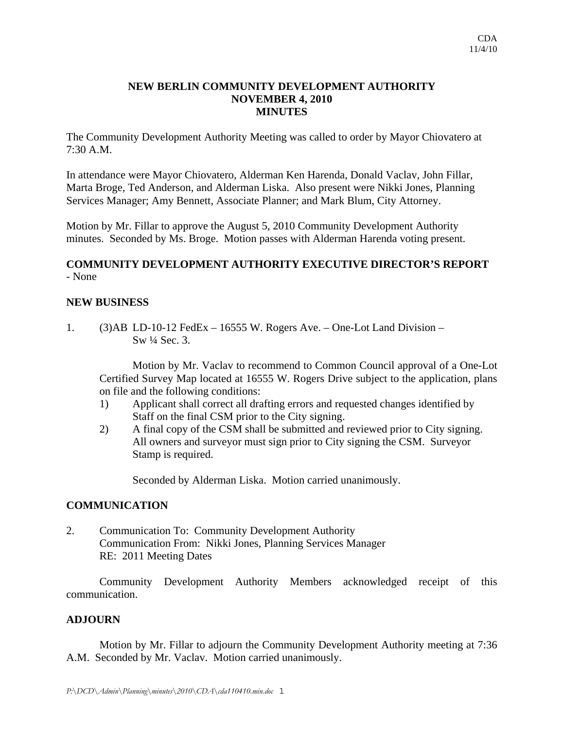CDA
11/4/10

# NEW BERLIN COMMUNITY DEVELOPMENT AUTHORITY
# NOVEMBER 4, 2010
# MINUTES

The Community Development Authority Meeting was called to order by Mayor Chiovatero at 7:30 A.M.

In attendance were Mayor Chiovatero, Alderman Ken Harenda, Donald Vaclav, John Fillar, Marta Broge, Ted Anderson, and Alderman Liska. Also present were Nikki Jones, Planning Services Manager; Amy Bennett, Associate Planner; and Mark Blum, City Attorney.

Motion by Mr. Fillar to approve the August 5, 2010 Community Development Authority minutes. Seconded by Ms. Broge. Motion passes with Alderman Harenda voting present.

## COMMUNITY DEVELOPMENT AUTHORITY EXECUTIVE DIRECTOR'S REPORT

- None

## NEW BUSINESS

1. (3)AB LD-10-12 FedEx – 16555 W. Rogers Ave. – One-Lot Land Division – Sw ¼ Sec. 3.

   Motion by Mr. Vaclav to recommend to Common Council approval of a One-Lot Certified Survey Map located at 16555 W. Rogers Drive subject to the application, plans on file and the following conditions:

   1) Applicant shall correct all drafting errors and requested changes identified by Staff on the final CSM prior to the City signing.
   2) A final copy of the CSM shall be submitted and reviewed prior to City signing. All owners and surveyor must sign prior to City signing the CSM. Surveyor Stamp is required.

   Seconded by Alderman Liska. Motion carried unanimously.

## COMMUNICATION

2. Communication To: Community Development Authority
   Communication From: Nikki Jones, Planning Services Manager
   RE: 2011 Meeting Dates

   Community Development Authority Members acknowledged receipt of this communication.

## ADJOURN

Motion by Mr. Fillar to adjourn the Community Development Authority meeting at 7:36 A.M. Seconded by Mr. Vaclav. Motion carried unanimously.

*P:\DCD\Admin\Planning\minutes\2010\CDA\cda110410.min.doc*